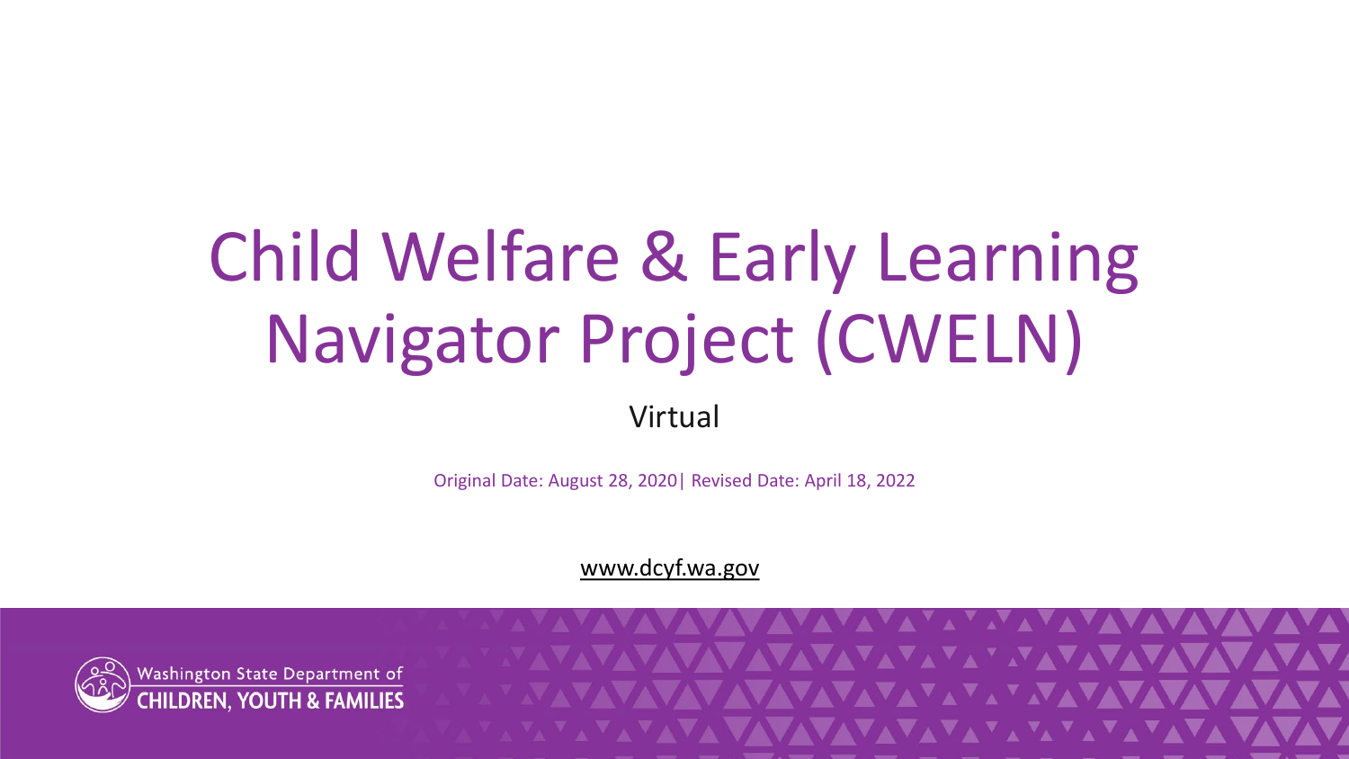# Child Welfare & Early Learning Navigator Project (CWELN)

Virtual

Original Date: August 28, 2020| Revised Date: April 18, 2022

www.dcyf.wa.gov

Washington State Department of
CHILDREN, YOUTH & FAMILIES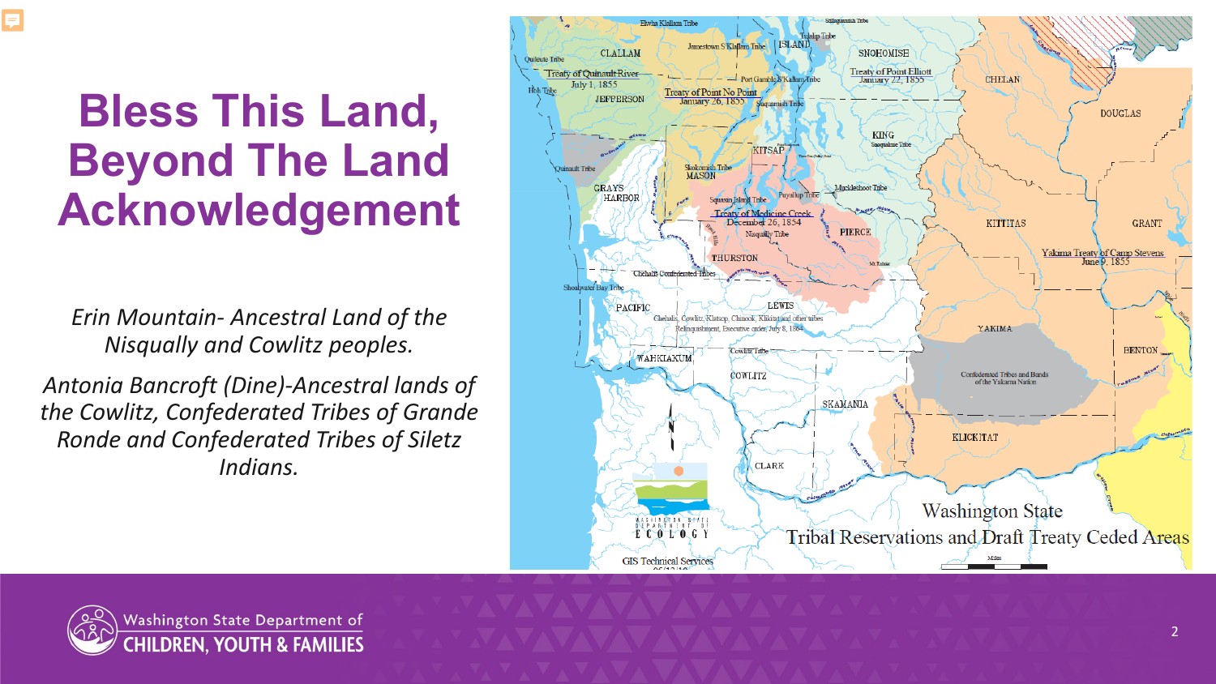# Bless This Land, Beyond The Land Acknowledgement

*Erin Mountain- Ancestral Land of the Nisqually and Cowlitz peoples.*

*Antonia Bancroft (Dine)-Ancestral lands of the Cowlitz, Confederated Tribes of Grande Ronde and Confederated Tribes of Siletz Indians.*

Washington State Tribal Reservations and Draft Treaty Ceded Areas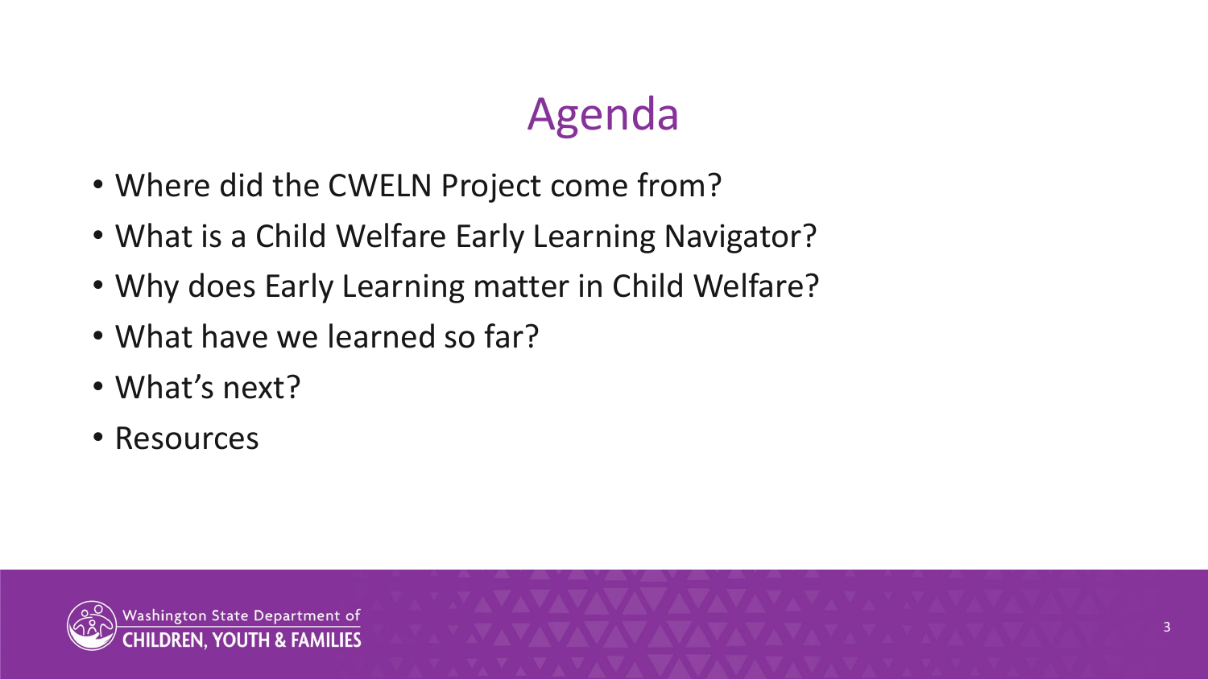# Agenda

- Where did the CWELN Project come from?
- What is a Child Welfare Early Learning Navigator?
- Why does Early Learning matter in Child Welfare?
- What have we learned so far?
- What's next?
- Resources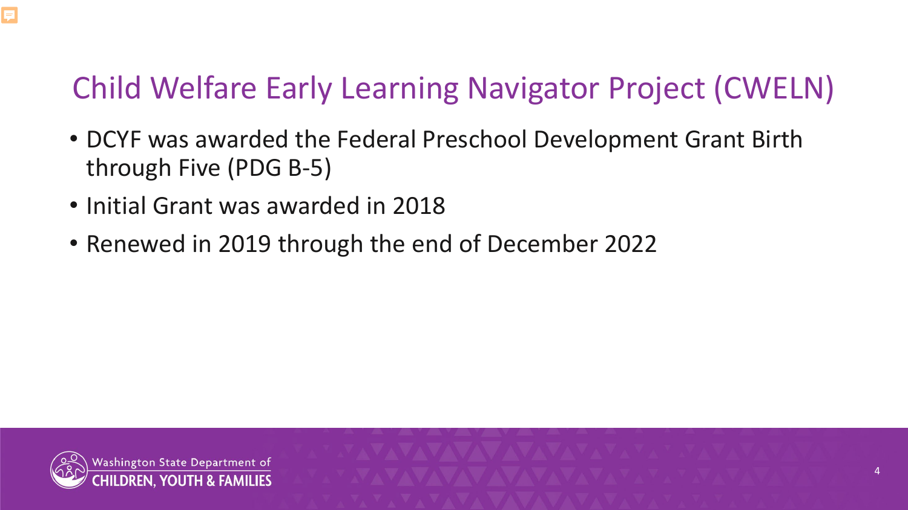# Child Welfare Early Learning Navigator Project (CWELN)

- DCYF was awarded the Federal Preschool Development Grant Birth through Five (PDG B-5)
- Initial Grant was awarded in 2018
- Renewed in 2019 through the end of December 2022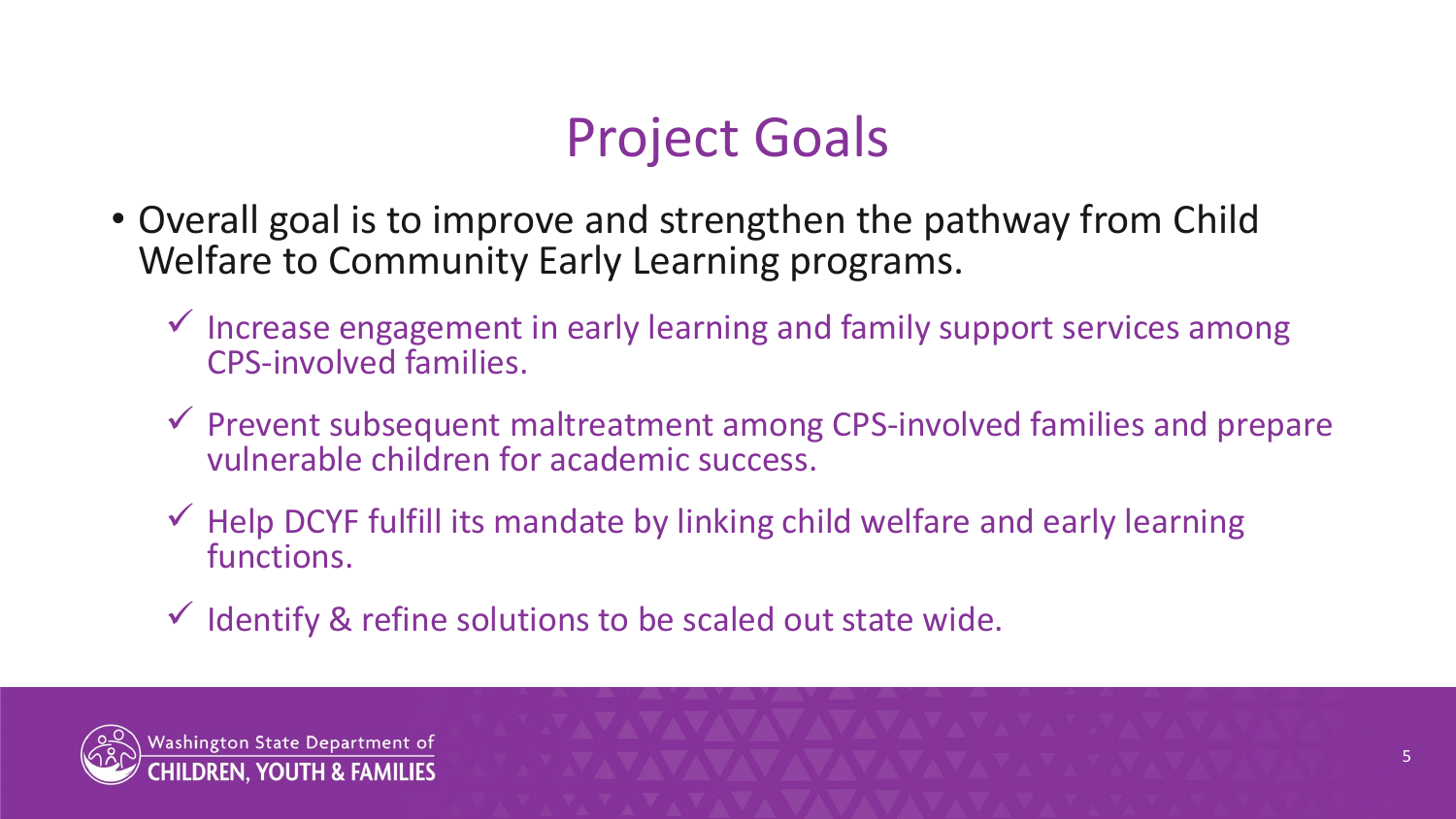# Project Goals

- Overall goal is to improve and strengthen the pathway from Child Welfare to Community Early Learning programs.
  - ✓ Increase engagement in early learning and family support services among CPS-involved families.
  - ✓ Prevent subsequent maltreatment among CPS-involved families and prepare vulnerable children for academic success.
  - ✓ Help DCYF fulfill its mandate by linking child welfare and early learning functions.
  - ✓ Identify & refine solutions to be scaled out state wide.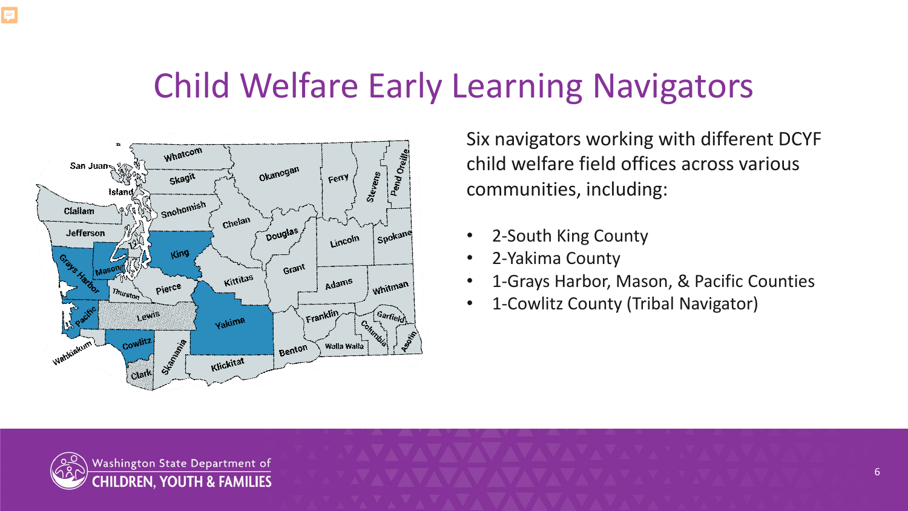# Child Welfare Early Learning Navigators

Six navigators working with different DCYF child welfare field offices across various communities, including:

- 2-South King County
- 2-Yakima County
- 1-Grays Harbor, Mason, & Pacific Counties
- 1-Cowlitz County (Tribal Navigator)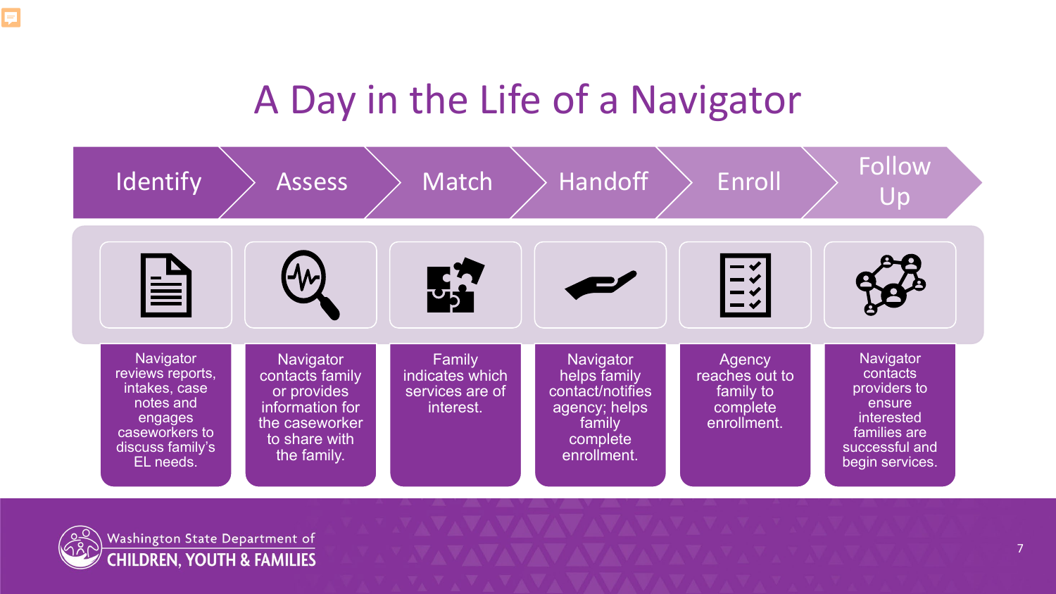# A Day in the Life of a Navigator

| Identify | Assess | Match | Handoff | Enroll | Follow Up |
| --- | --- | --- | --- | --- | --- |
| Navigator reviews reports, intakes, case notes and engages caseworkers to discuss family's EL needs. | Navigator contacts family or provides information for the caseworker to share with the family. | Family indicates which services are of interest. | Navigator helps family contact/notifies agency; helps family complete enrollment. | Agency reaches out to family to complete enrollment. | Navigator contacts providers to ensure interested families are successful and begin services. |

Washington State Department of CHILDREN, YOUTH & FAMILIES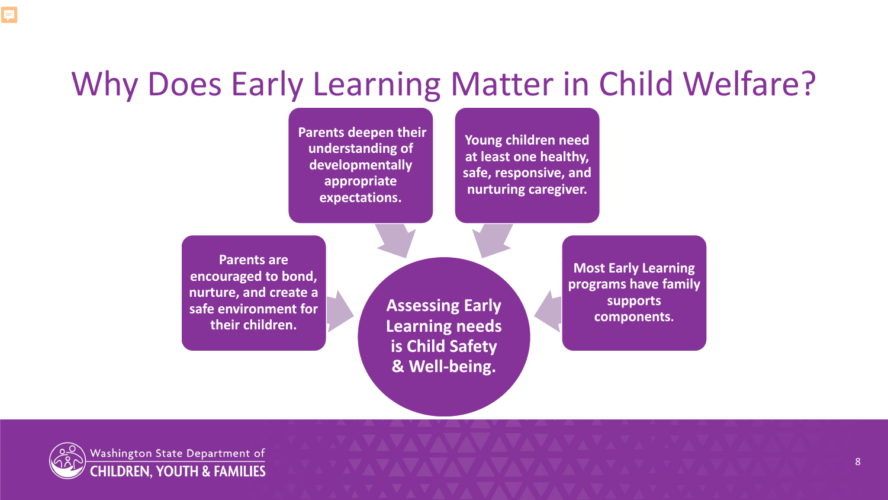# Why Does Early Learning Matter in Child Welfare?

**Assessing Early Learning needs is Child Safety & Well-being.**

- **Parents deepen their understanding of developmentally appropriate expectations.**
- **Young children need at least one healthy, safe, responsive, and nurturing caregiver.**
- **Parents are encouraged to bond, nurture, and create a safe environment for their children.**
- **Most Early Learning programs have family supports components.**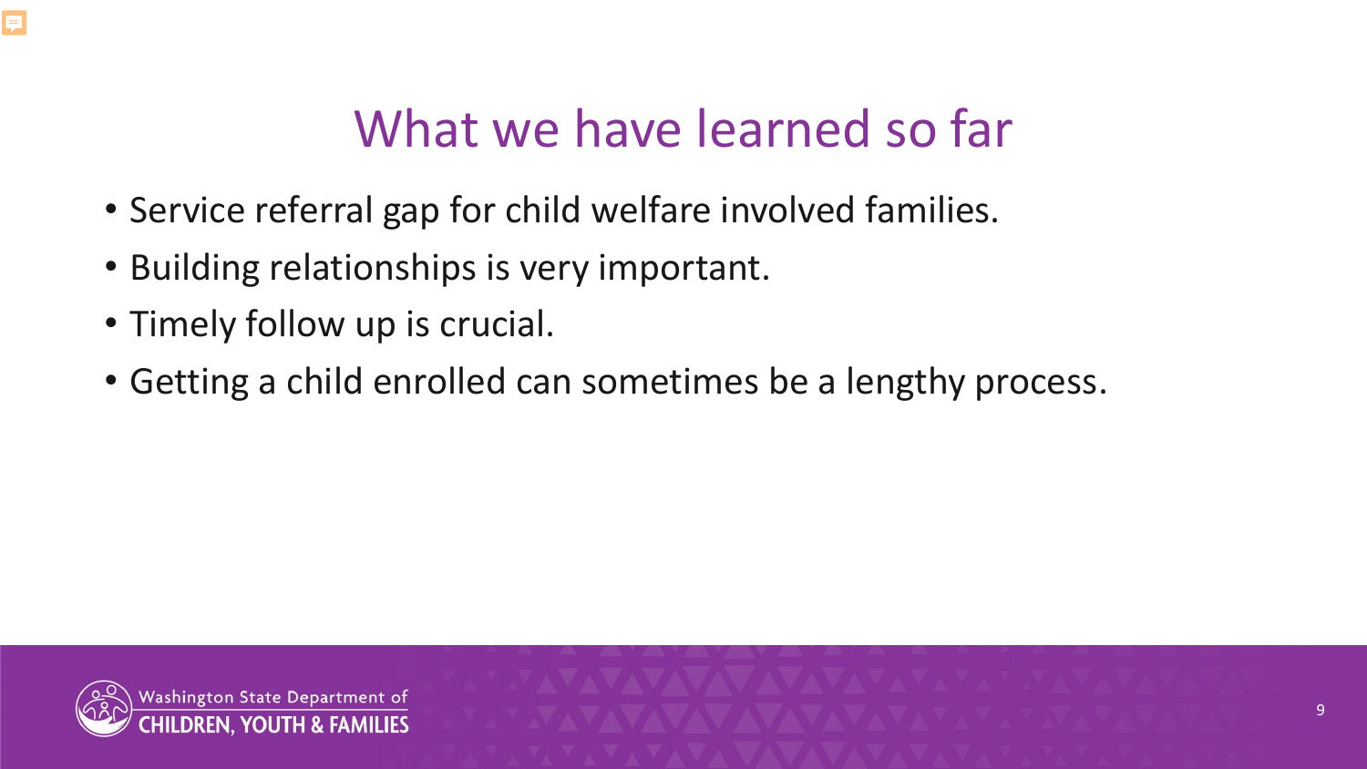# What we have learned so far

- Service referral gap for child welfare involved families.
- Building relationships is very important.
- Timely follow up is crucial.
- Getting a child enrolled can sometimes be a lengthy process.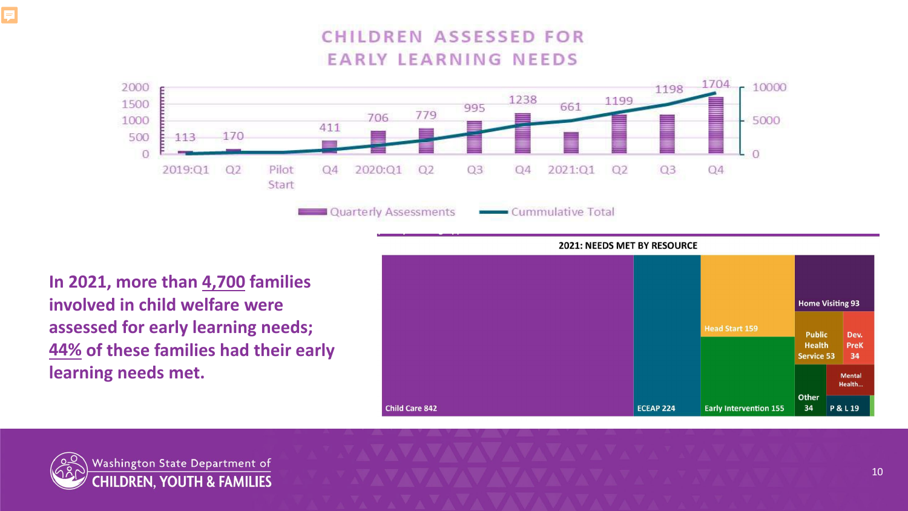## CHILDREN ASSESSED FOR EARLY LEARNING NEEDS

| Quarter | Quarterly Assessments |
|---|---|
| 2019:Q1 | 113 |
| Q2 | 170 |
| Pilot Start | |
| Q4 | 411 |
| 2020:Q1 | 706 |
| Q2 | 779 |
| Q3 | 995 |
| Q4 | 1238 |
| 2021:Q1 | 661 |
| Q2 | 1199 |
| Q3 | 1198 |
| Q4 | 1704 |

Quarterly Assessments — Cummulative Total

**In 2021, more than <u>4,700</u> families involved in child welfare were assessed for early learning needs; <u>44%</u> of these families had their early learning needs met.**

### 2021: NEEDS MET BY RESOURCE

| Resource | Count |
|---|---|
| Child Care | 842 |
| ECEAP | 224 |
| Head Start | 159 |
| Early Intervention | 155 |
| Home Visiting | 93 |
| Public Health Service | 53 |
| Dev. PreK | 34 |
| Other | 34 |
| Mental Health... | |
| P & L | 19 |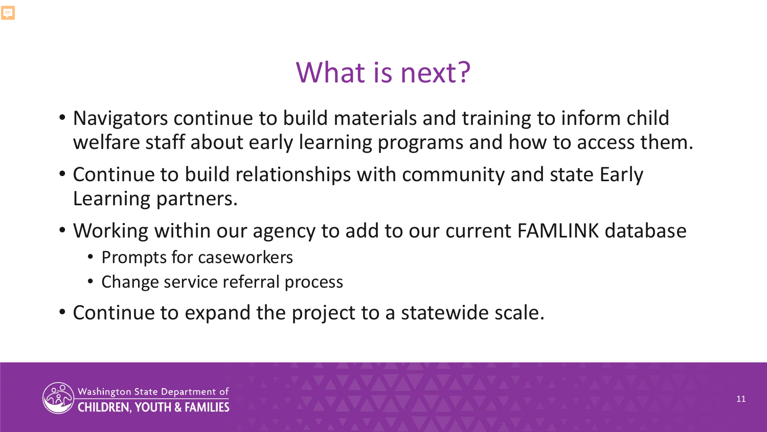# What is next?

- Navigators continue to build materials and training to inform child welfare staff about early learning programs and how to access them.
- Continue to build relationships with community and state Early Learning partners.
- Working within our agency to add to our current FAMLINK database
  - Prompts for caseworkers
  - Change service referral process
- Continue to expand the project to a statewide scale.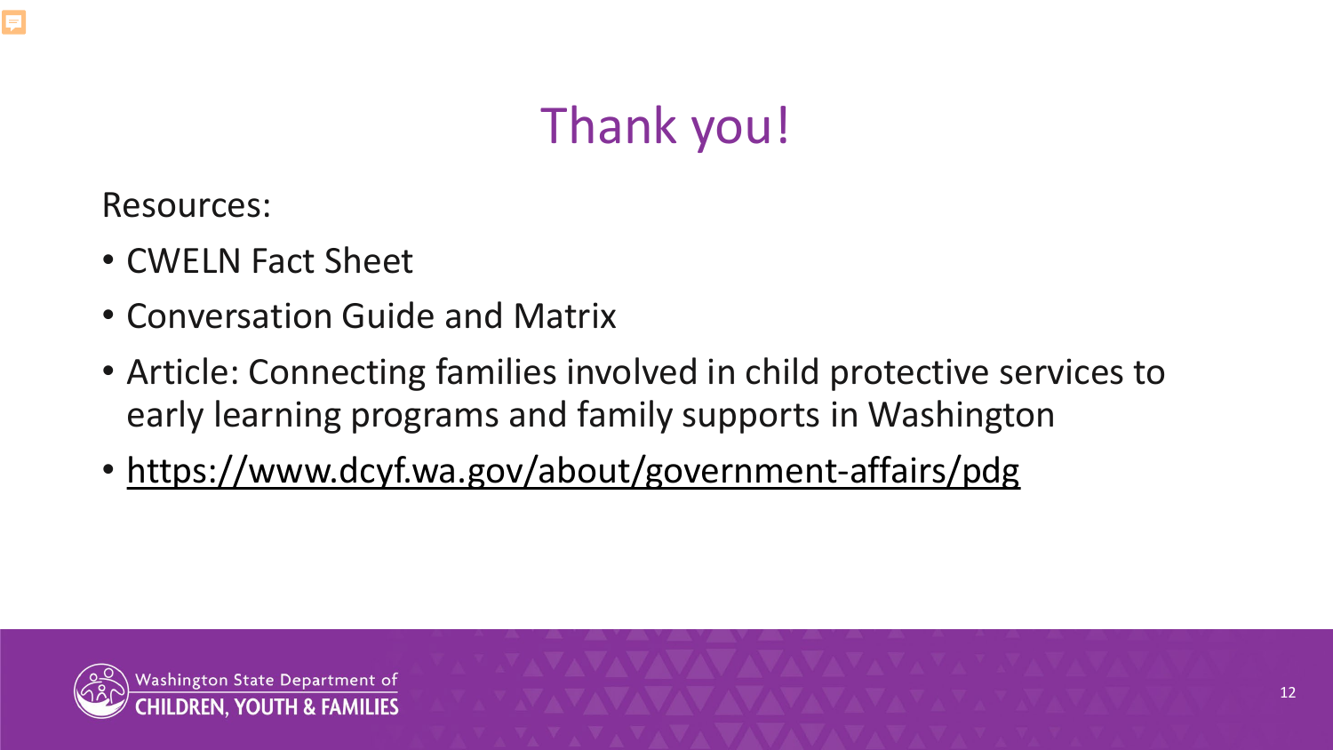# Thank you!

Resources:

- CWELN Fact Sheet
- Conversation Guide and Matrix
- Article: Connecting families involved in child protective services to early learning programs and family supports in Washington
- https://www.dcyf.wa.gov/about/government-affairs/pdg

Washington State Department of
CHILDREN, YOUTH & FAMILIES